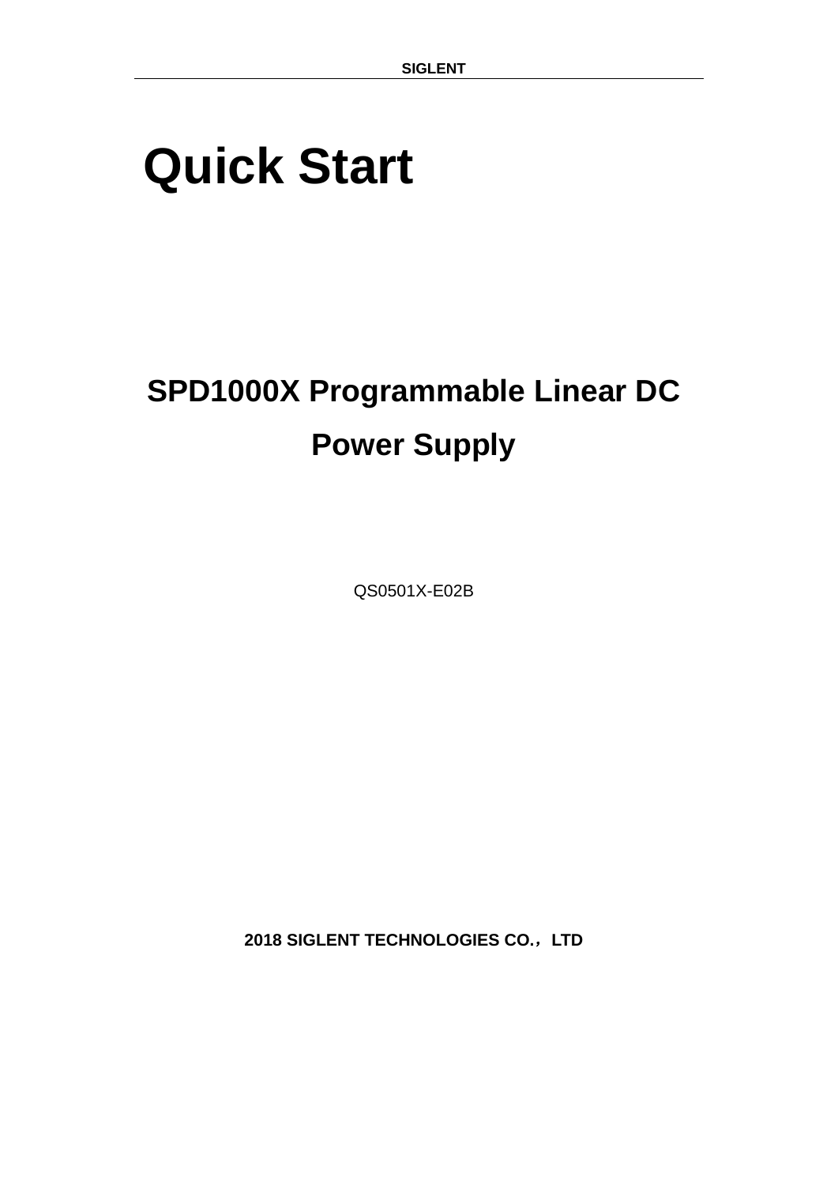# Quick Start

## SPD1000X Programmable Linear DC Power Supply

QS0501X-E02B

**2018 SIGLENT TECHNOLOGIES CO.，LTD**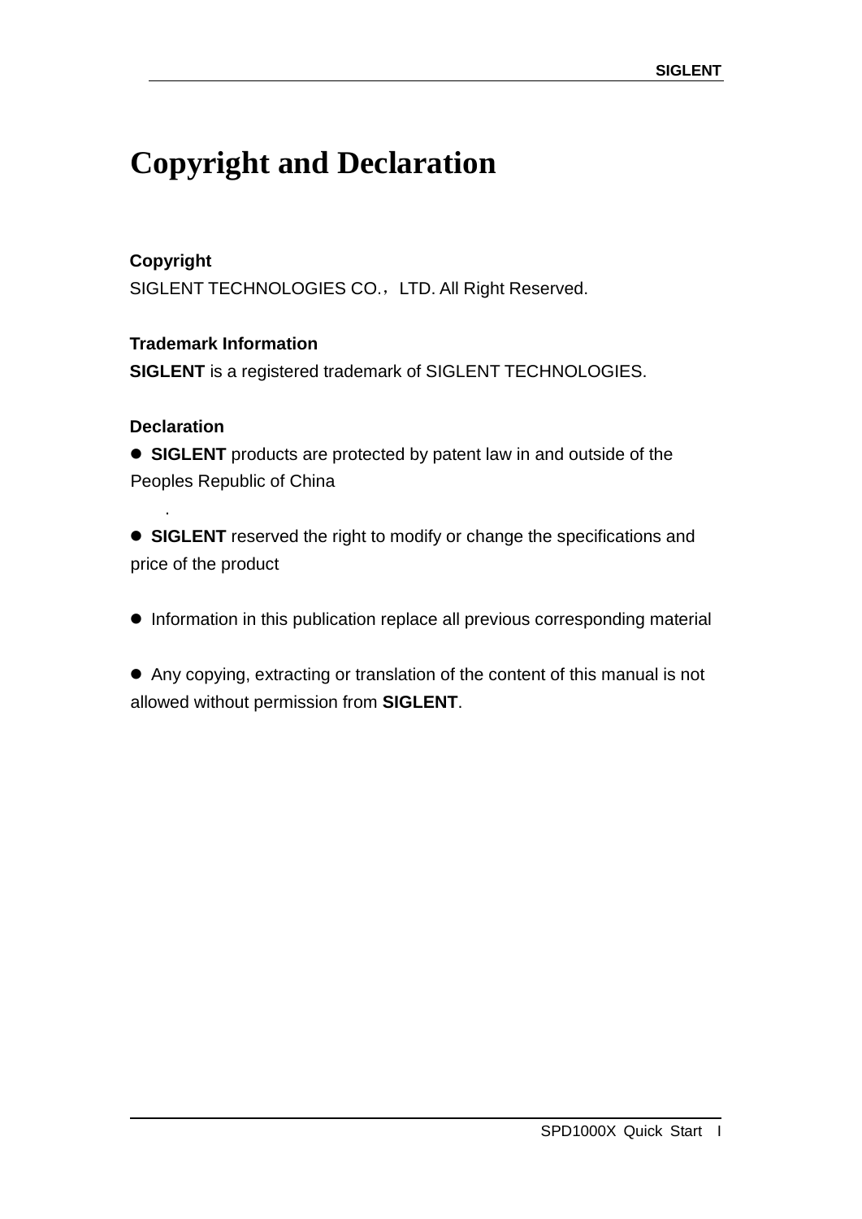# Copyright and Declaration

**Copyright**

SIGLENT TECHNOLOGIES CO.，LTD. All Right Reserved.

**Trademark Information**

**SIGLENT** is a registered trademark of SIGLENT TECHNOLOGIES.

**Declaration**

- **SIGLENT** products are protected by patent law in and outside of the Peoples Republic of China
.
- **SIGLENT** reserved the right to modify or change the specifications and price of the product

- Information in this publication replace all previous corresponding material

- Any copying, extracting or translation of the content of this manual is not allowed without permission from **SIGLENT**.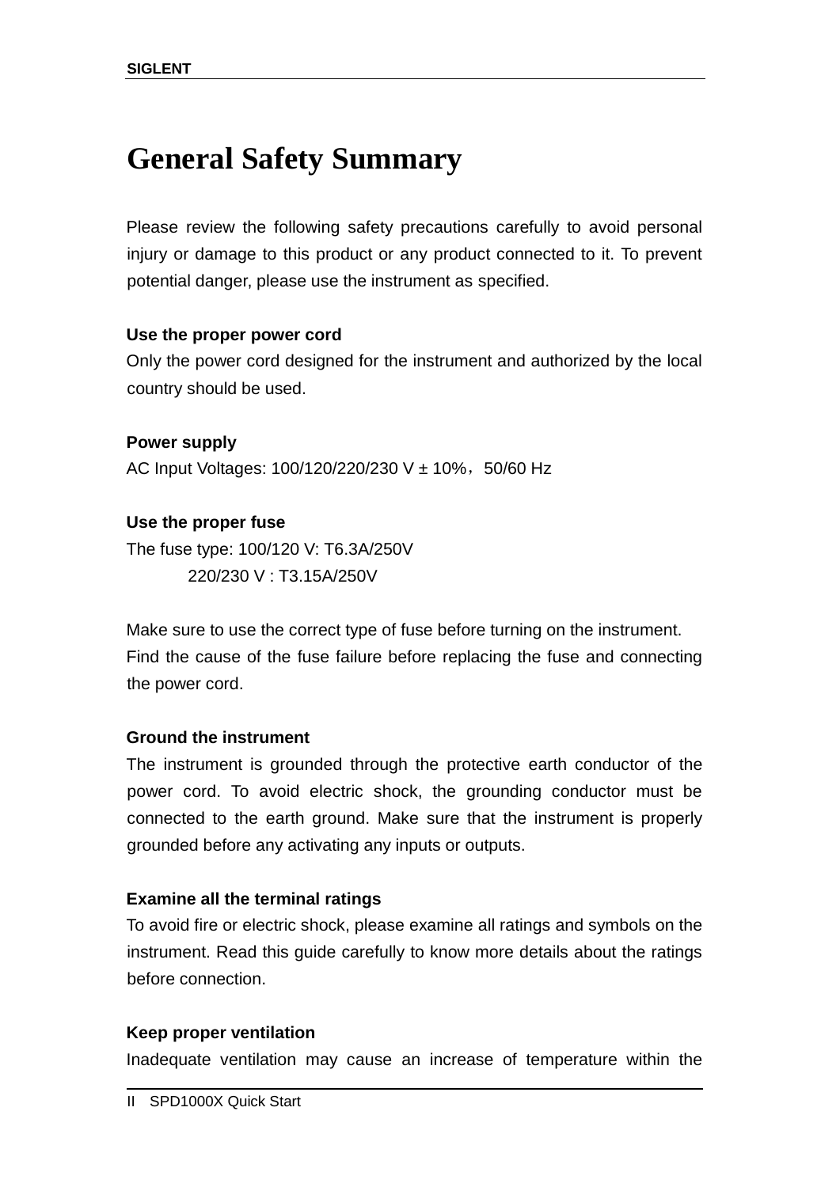# General Safety Summary

Please review the following safety precautions carefully to avoid personal injury or damage to this product or any product connected to it. To prevent potential danger, please use the instrument as specified.

**Use the proper power cord**

Only the power cord designed for the instrument and authorized by the local country should be used.

**Power supply**

AC Input Voltages: 100/120/220/230 V ± 10%，50/60 Hz

**Use the proper fuse**

The fuse type: 100/120 V: T6.3A/250V
220/230 V : T3.15A/250V

Make sure to use the correct type of fuse before turning on the instrument.
Find the cause of the fuse failure before replacing the fuse and connecting the power cord.

**Ground the instrument**

The instrument is grounded through the protective earth conductor of the power cord. To avoid electric shock, the grounding conductor must be connected to the earth ground. Make sure that the instrument is properly grounded before any activating any inputs or outputs.

**Examine all the terminal ratings**

To avoid fire or electric shock, please examine all ratings and symbols on the instrument. Read this guide carefully to know more details about the ratings before connection.

**Keep proper ventilation**

Inadequate ventilation may cause an increase of temperature within the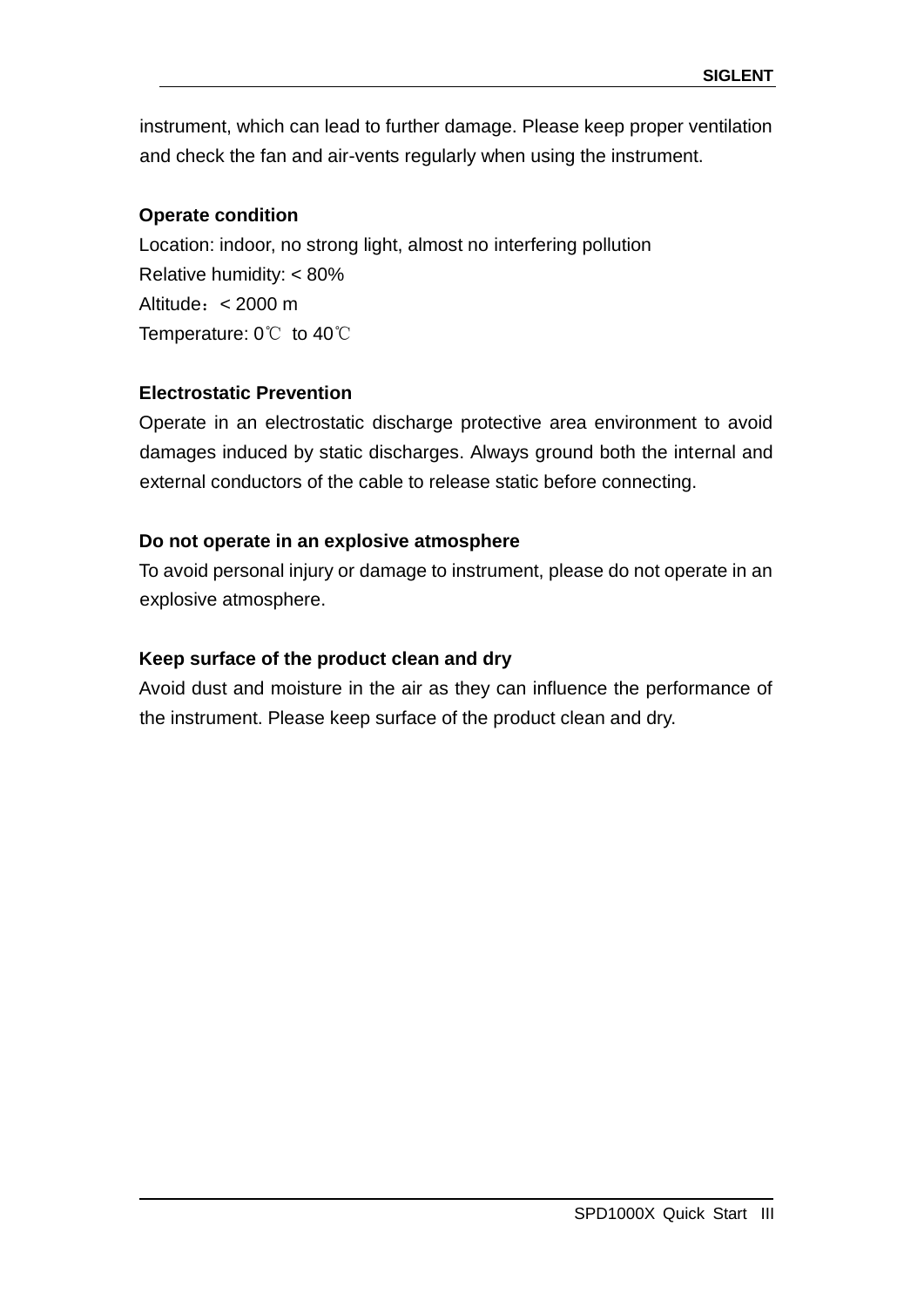instrument, which can lead to further damage. Please keep proper ventilation and check the fan and air-vents regularly when using the instrument.

**Operate condition**

Location: indoor, no strong light, almost no interfering pollution

Relative humidity: < 80%

Altitude：< 2000 m

Temperature: 0℃ to 40℃

**Electrostatic Prevention**

Operate in an electrostatic discharge protective area environment to avoid damages induced by static discharges. Always ground both the internal and external conductors of the cable to release static before connecting.

**Do not operate in an explosive atmosphere**

To avoid personal injury or damage to instrument, please do not operate in an explosive atmosphere.

**Keep surface of the product clean and dry**

Avoid dust and moisture in the air as they can influence the performance of the instrument. Please keep surface of the product clean and dry.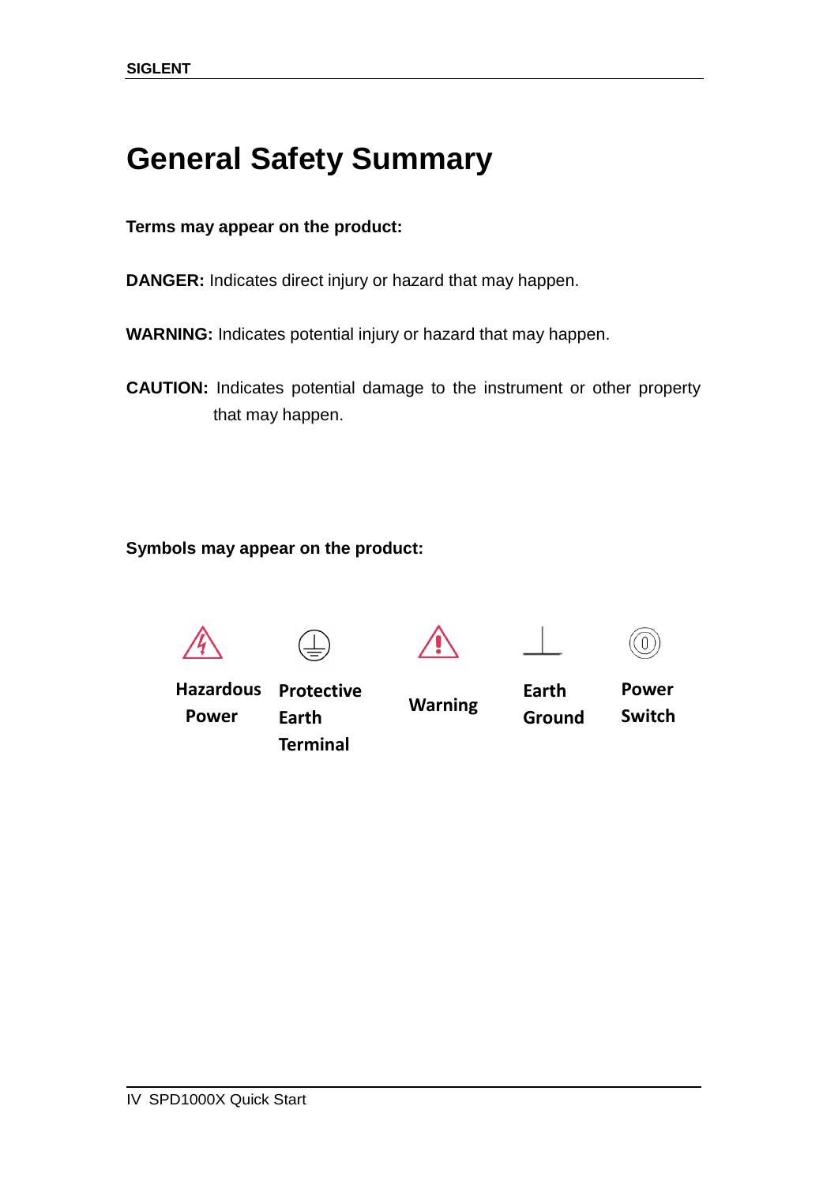# General Safety Summary

**Terms may appear on the product:**

**DANGER:** Indicates direct injury or hazard that may happen.

**WARNING:** Indicates potential injury or hazard that may happen.

**CAUTION:** Indicates potential damage to the instrument or other property that may happen.

**Symbols may appear on the product:**

| Hazardous Power | Protective Earth Terminal | Warning | Earth Ground | Power Switch |
|---|---|---|---|---|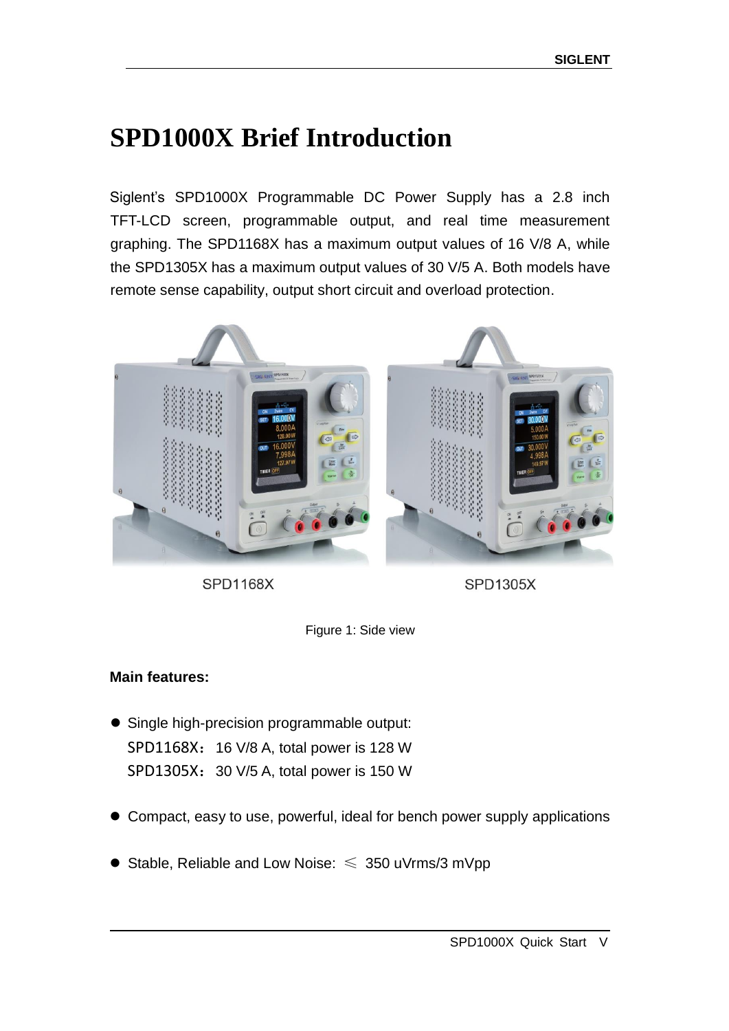# SPD1000X Brief Introduction

Siglent's SPD1000X Programmable DC Power Supply has a 2.8 inch TFT-LCD screen, programmable output, and real time measurement graphing. The SPD1168X has a maximum output values of 16 V/8 A, while the SPD1305X has a maximum output values of 30 V/5 A. Both models have remote sense capability, output short circuit and overload protection.

SPD1168X SPD1305X

Figure 1: Side view

**Main features:**

- Single high-precision programmable output:
  SPD1168X：16 V/8 A, total power is 128 W
  SPD1305X：30 V/5 A, total power is 150 W
- Compact, easy to use, powerful, ideal for bench power supply applications
- Stable, Reliable and Low Noise: ≤ 350 uVrms/3 mVpp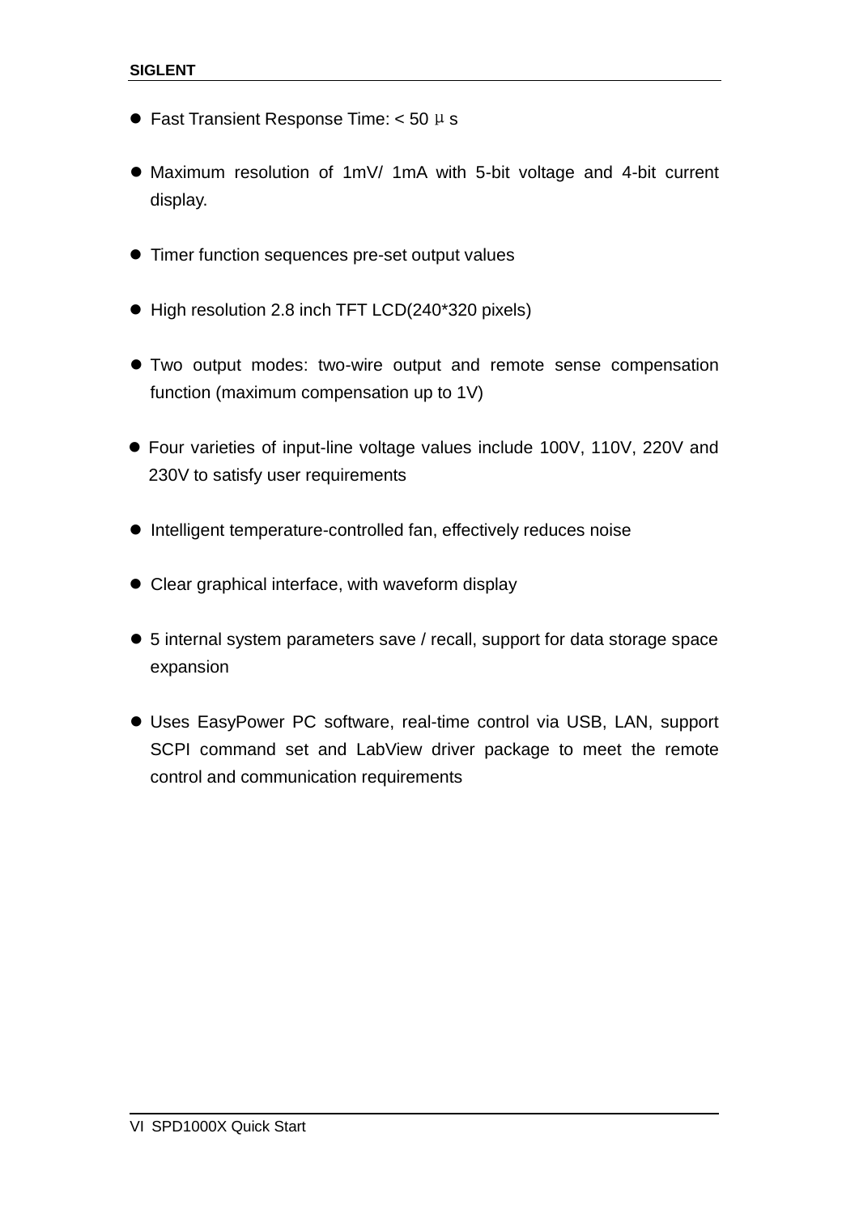- Fast Transient Response Time: < 50 μs

- Maximum resolution of 1mV/ 1mA with 5-bit voltage and 4-bit current display.

- Timer function sequences pre-set output values

- High resolution 2.8 inch TFT LCD(240*320 pixels)

- Two output modes: two-wire output and remote sense compensation function (maximum compensation up to 1V)

- Four varieties of input-line voltage values include 100V, 110V, 220V and 230V to satisfy user requirements

- Intelligent temperature-controlled fan, effectively reduces noise

- Clear graphical interface, with waveform display

- 5 internal system parameters save / recall, support for data storage space expansion

- Uses EasyPower PC software, real-time control via USB, LAN, support SCPI command set and LabView driver package to meet the remote control and communication requirements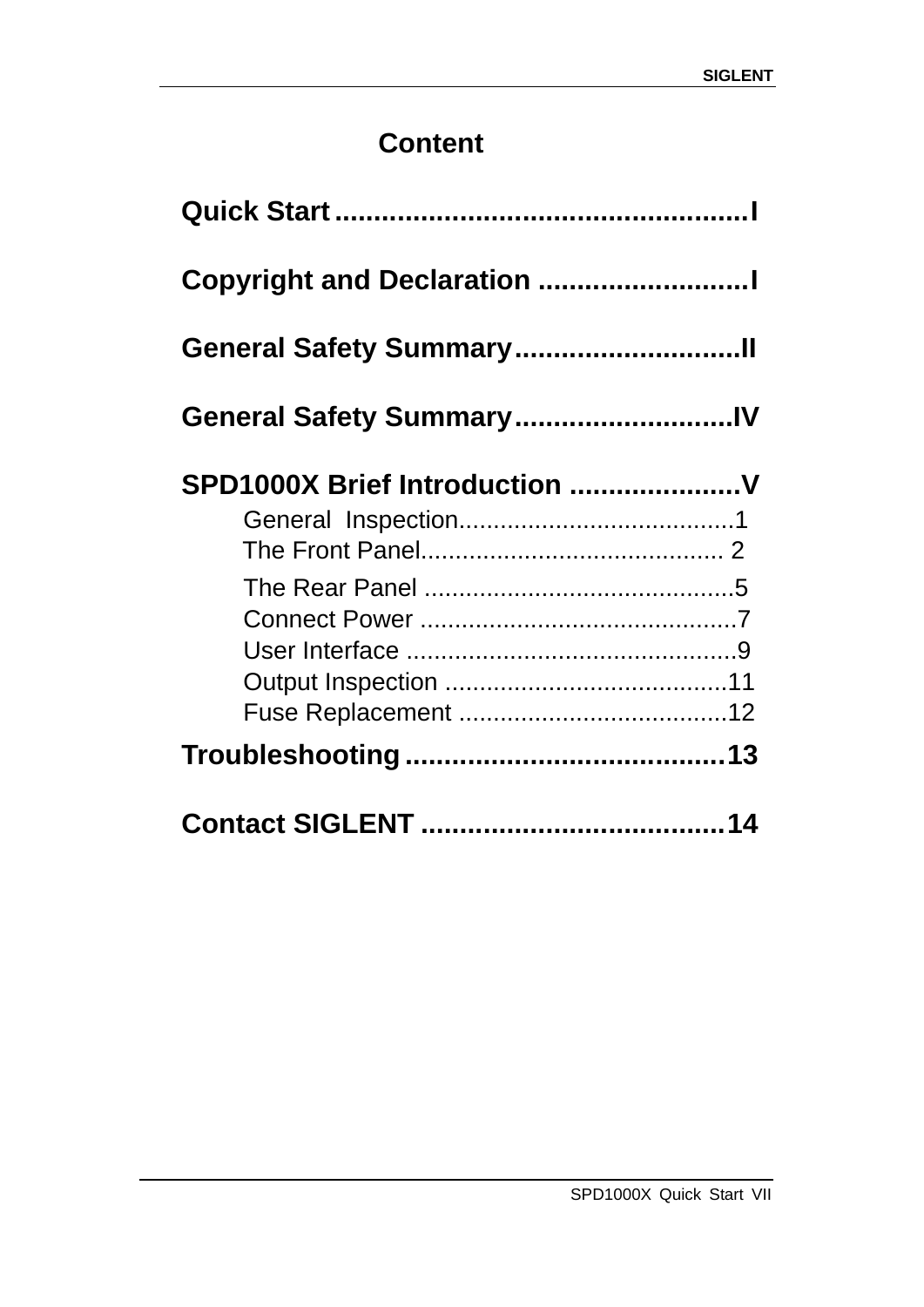# Content

**Quick Start** .................................................... I

**Copyright and Declaration** .......................... I

**General Safety Summary** ............................ II

**General Safety Summary** ........................... IV

**SPD1000X Brief Introduction** ...................... V

- General Inspection......................................... 1
- The Front Panel............................................ 2
- The Rear Panel ............................................. 5
- Connect Power .............................................. 7
- User Interface ................................................. 9
- Output Inspection .......................................... 11
- Fuse Replacement ........................................ 12

**Troubleshooting** ......................................... 13

**Contact SIGLENT** ....................................... 14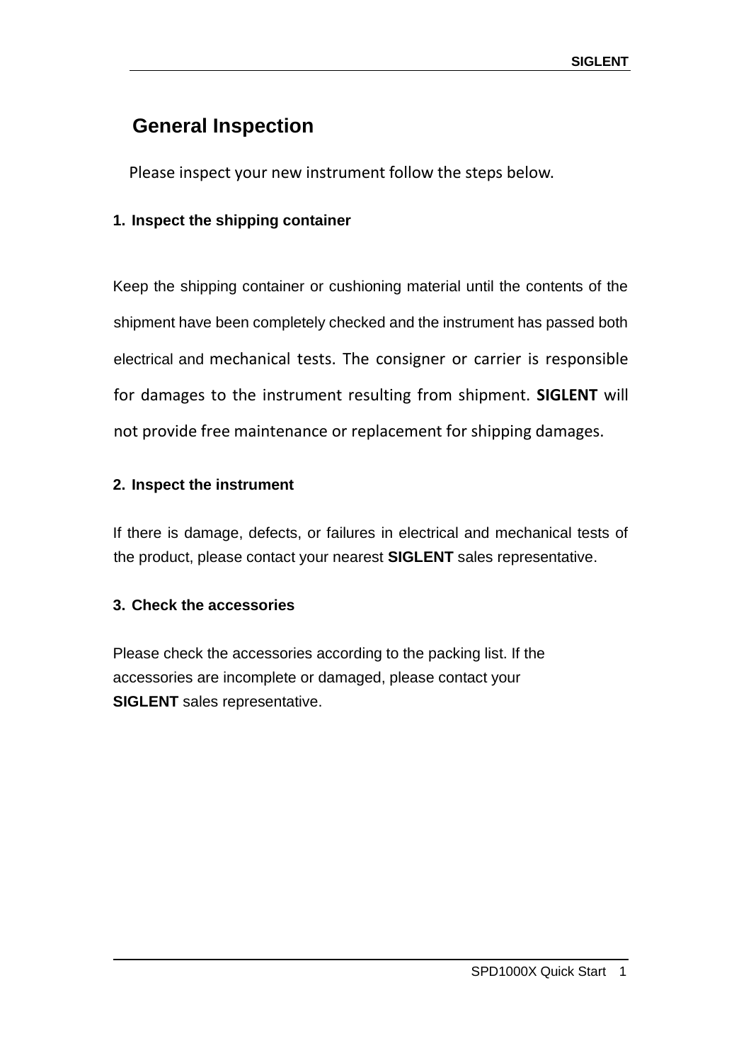## General Inspection

Please inspect your new instrument follow the steps below.

1. **Inspect the shipping container**

Keep the shipping container or cushioning material until the contents of the shipment have been completely checked and the instrument has passed both electrical and mechanical tests. The consigner or carrier is responsible for damages to the instrument resulting from shipment. **SIGLENT** will not provide free maintenance or replacement for shipping damages.

2. **Inspect the instrument**

If there is damage, defects, or failures in electrical and mechanical tests of the product, please contact your nearest **SIGLENT** sales representative.

3. **Check the accessories**

Please check the accessories according to the packing list. If the accessories are incomplete or damaged, please contact your **SIGLENT** sales representative.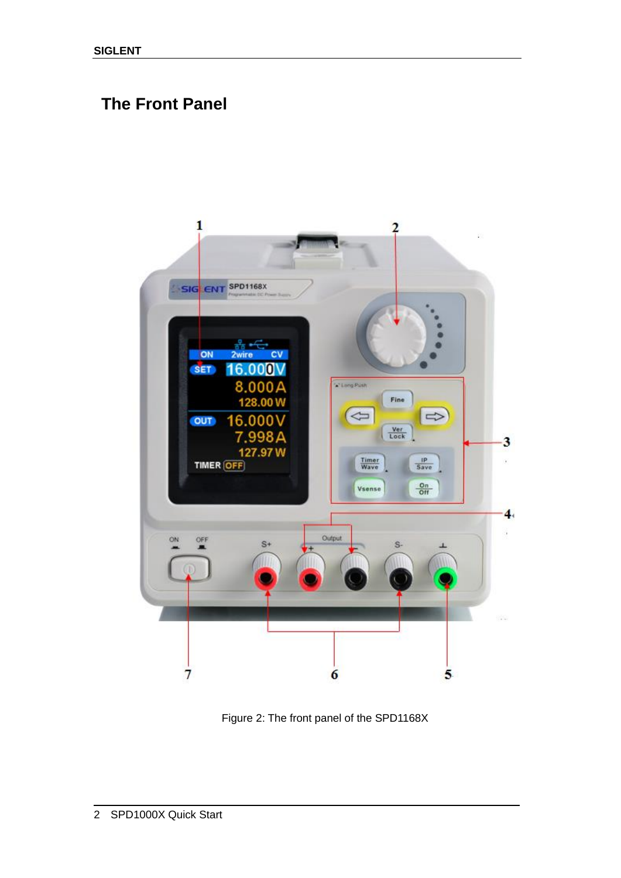## The Front Panel

Figure 2: The front panel of the SPD1168X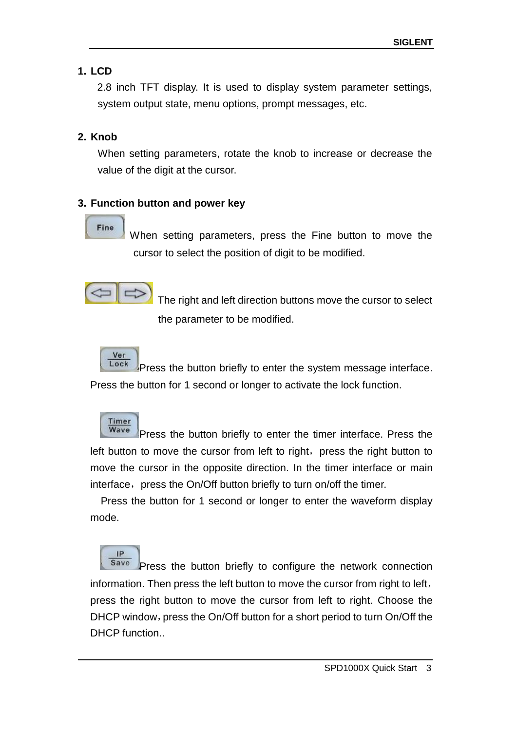## 1. LCD

2.8 inch TFT display. It is used to display system parameter settings, system output state, menu options, prompt messages, etc.

## 2. Knob

When setting parameters, rotate the knob to increase or decrease the value of the digit at the cursor.

## 3. Function button and power key

Fine When setting parameters, press the Fine button to move the cursor to select the position of digit to be modified.

The right and left direction buttons move the cursor to select the parameter to be modified.

Ver Lock Press the button briefly to enter the system message interface. Press the button for 1 second or longer to activate the lock function.

Timer Wave Press the button briefly to enter the timer interface. Press the left button to move the cursor from left to right， press the right button to move the cursor in the opposite direction. In the timer interface or main interface， press the On/Off button briefly to turn on/off the timer.

Press the button for 1 second or longer to enter the waveform display mode.

IP Save Press the button briefly to configure the network connection information. Then press the left button to move the cursor from right to left， press the right button to move the cursor from left to right. Choose the DHCP window，press the On/Off button for a short period to turn On/Off the DHCP function..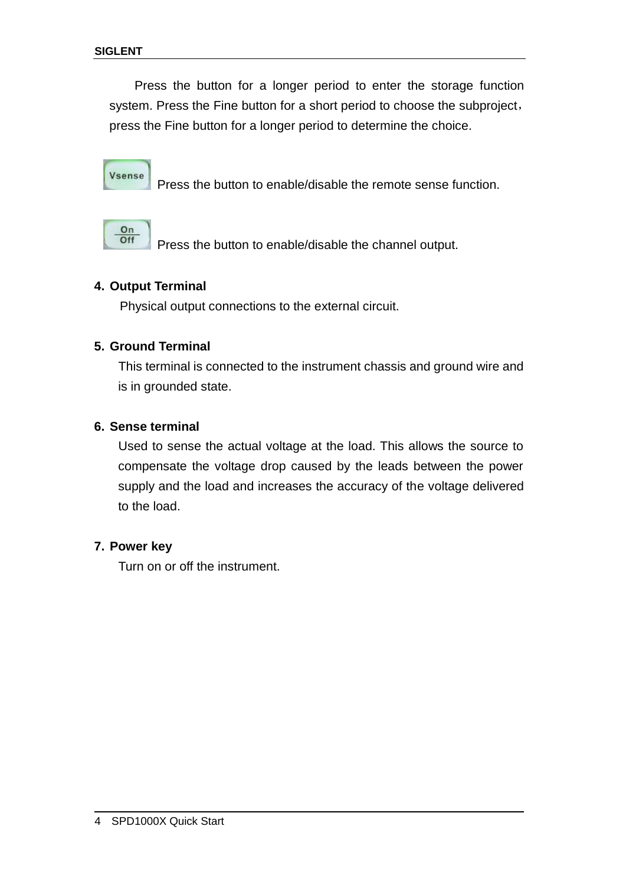Press the button for a longer period to enter the storage function system. Press the Fine button for a short period to choose the subproject， press the Fine button for a longer period to determine the choice.

Vsense Press the button to enable/disable the remote sense function.

On/Off Press the button to enable/disable the channel output.

**4. Output Terminal**

Physical output connections to the external circuit.

**5. Ground Terminal**

This terminal is connected to the instrument chassis and ground wire and is in grounded state.

**6. Sense terminal**

Used to sense the actual voltage at the load. This allows the source to compensate the voltage drop caused by the leads between the power supply and the load and increases the accuracy of the voltage delivered to the load.

**7. Power key**

Turn on or off the instrument.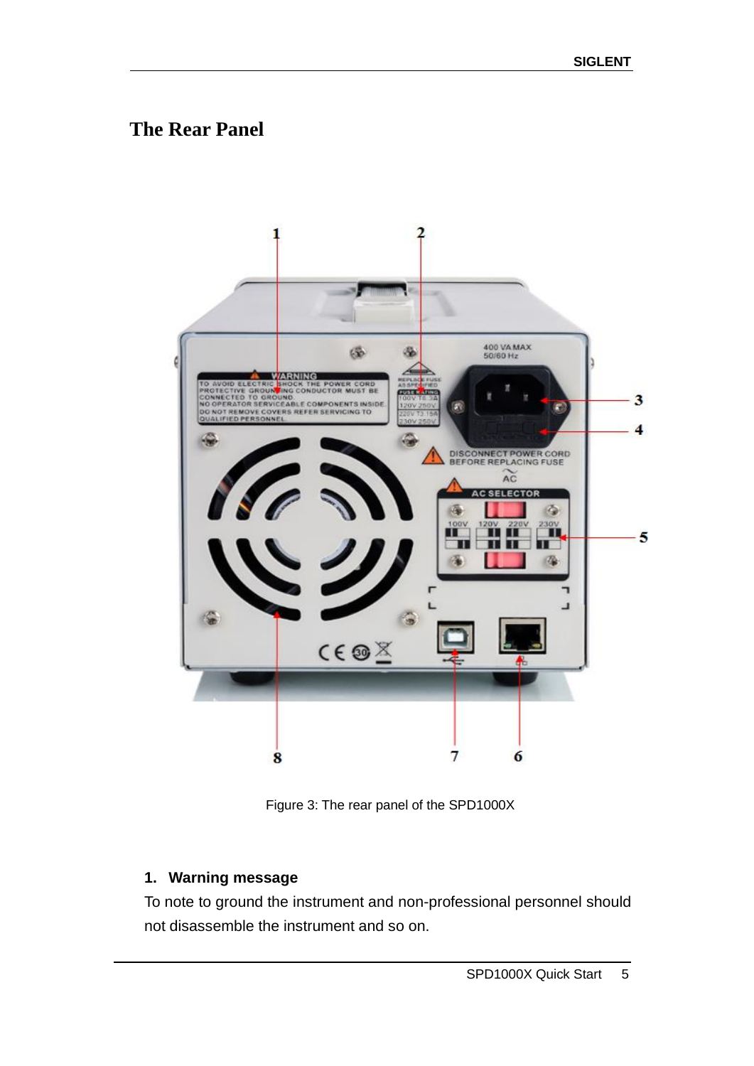# The Rear Panel

Figure 3: The rear panel of the SPD1000X

1. **Warning message**

To note to ground the instrument and non-professional personnel should not disassemble the instrument and so on.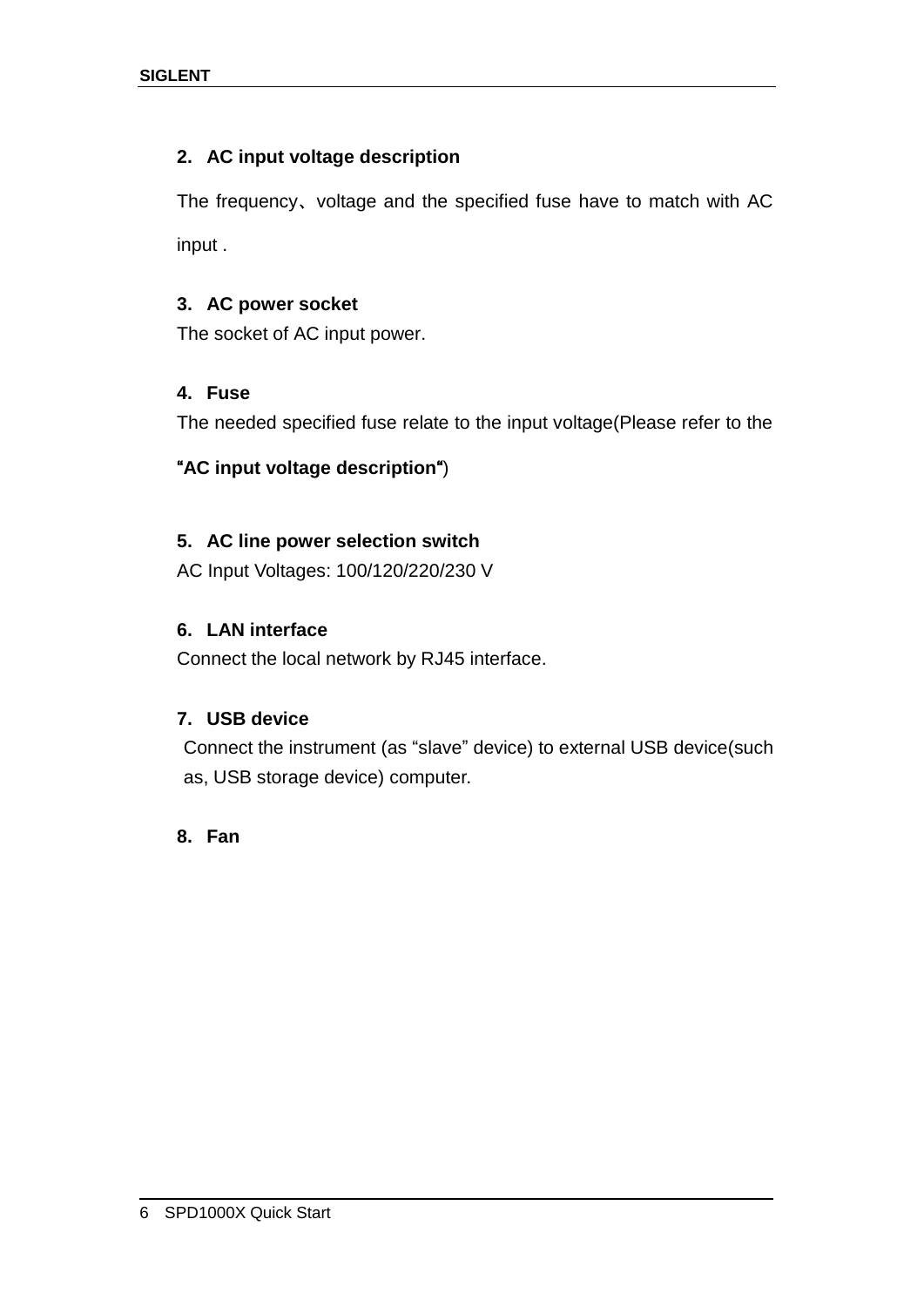2. **AC input voltage description**

The frequency、voltage and the specified fuse have to match with AC input .

3. **AC power socket**

The socket of AC input power.

4. **Fuse**

The needed specified fuse relate to the input voltage(Please refer to the **“AC input voltage description“**)

5. **AC line power selection switch**

AC Input Voltages: 100/120/220/230 V

6. **LAN interface**

Connect the local network by RJ45 interface.

7. **USB device**

Connect the instrument (as “slave” device) to external USB device(such as, USB storage device) computer.

8. **Fan**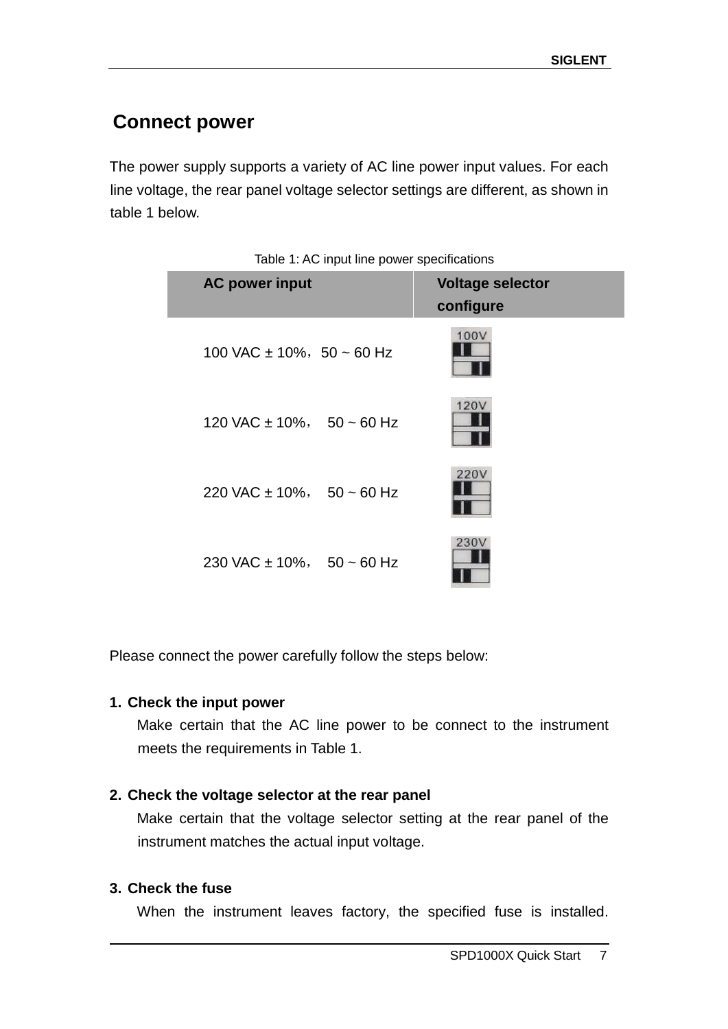## Connect power

The power supply supports a variety of AC line power input values. For each line voltage, the rear panel voltage selector settings are different, as shown in table 1 below.

Table 1: AC input line power specifications

| AC power input | Voltage selector configure |
|---|---|
| 100 VAC ± 10%，50 ~ 60 Hz | 100V |
| 120 VAC ± 10%， 50 ~ 60 Hz | 120V |
| 220 VAC ± 10%， 50 ~ 60 Hz | 220V |
| 230 VAC ± 10%， 50 ~ 60 Hz | 230V |

Please connect the power carefully follow the steps below:

1. **Check the input power**
   Make certain that the AC line power to be connect to the instrument meets the requirements in Table 1.

2. **Check the voltage selector at the rear panel**
   Make certain that the voltage selector setting at the rear panel of the instrument matches the actual input voltage.

3. **Check the fuse**
   When the instrument leaves factory, the specified fuse is installed.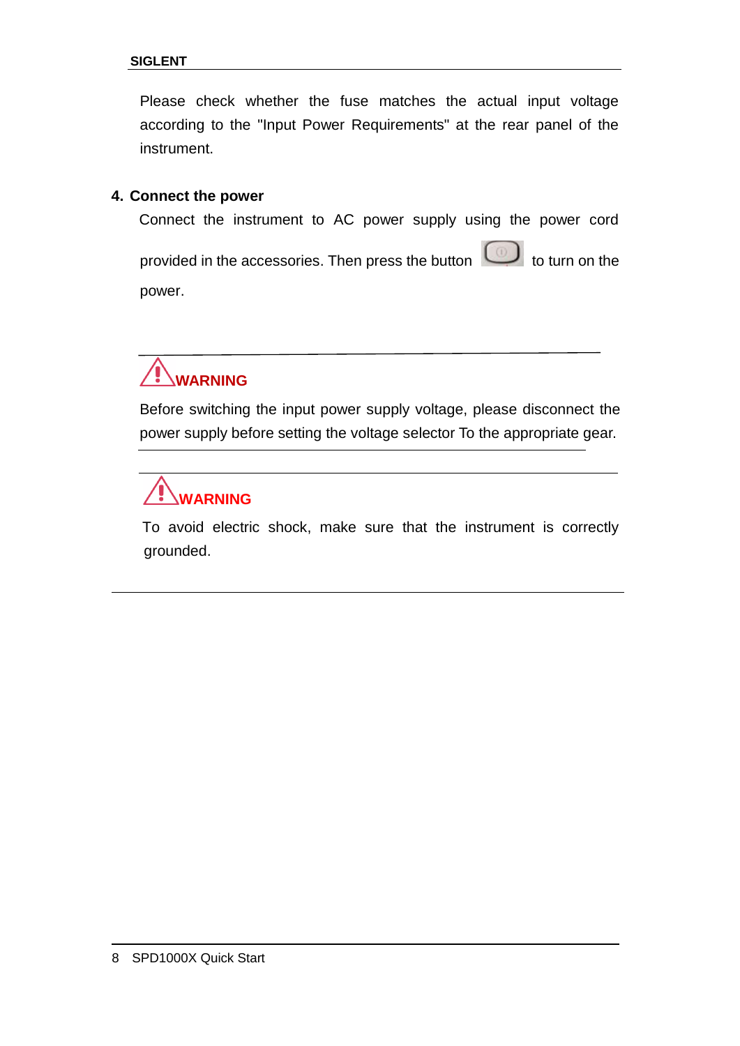Please check whether the fuse matches the actual input voltage according to the "Input Power Requirements" at the rear panel of the instrument.

**4. Connect the power**

Connect the instrument to AC power supply using the power cord provided in the accessories. Then press the button to turn on the power.

---

**WARNING**

Before switching the input power supply voltage, please disconnect the power supply before setting the voltage selector To the appropriate gear.

---

**WARNING**

To avoid electric shock, make sure that the instrument is correctly grounded.

---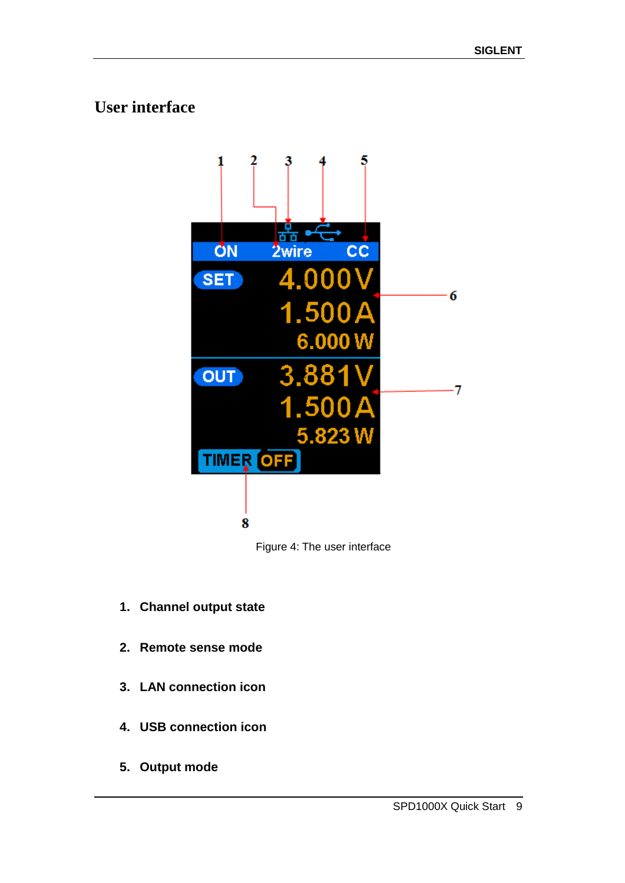## User interface

Figure 4: The user interface

1. **Channel output state**

2. **Remote sense mode**

3. **LAN connection icon**

4. **USB connection icon**

5. **Output mode**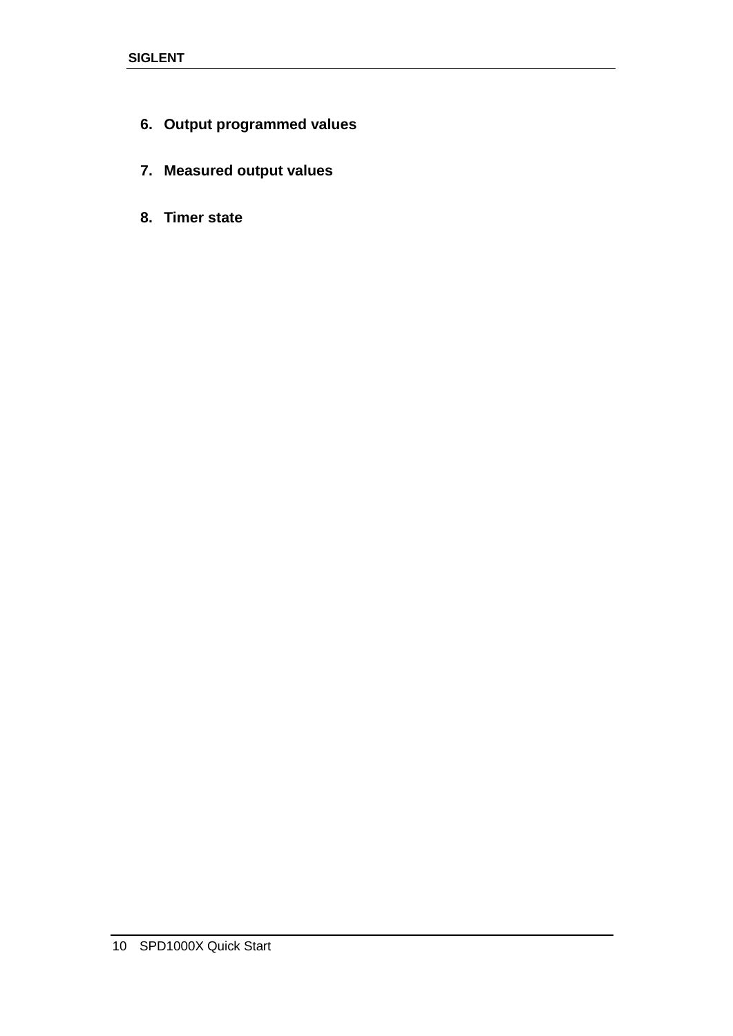6. **Output programmed values**

7. **Measured output values**

8. **Timer state**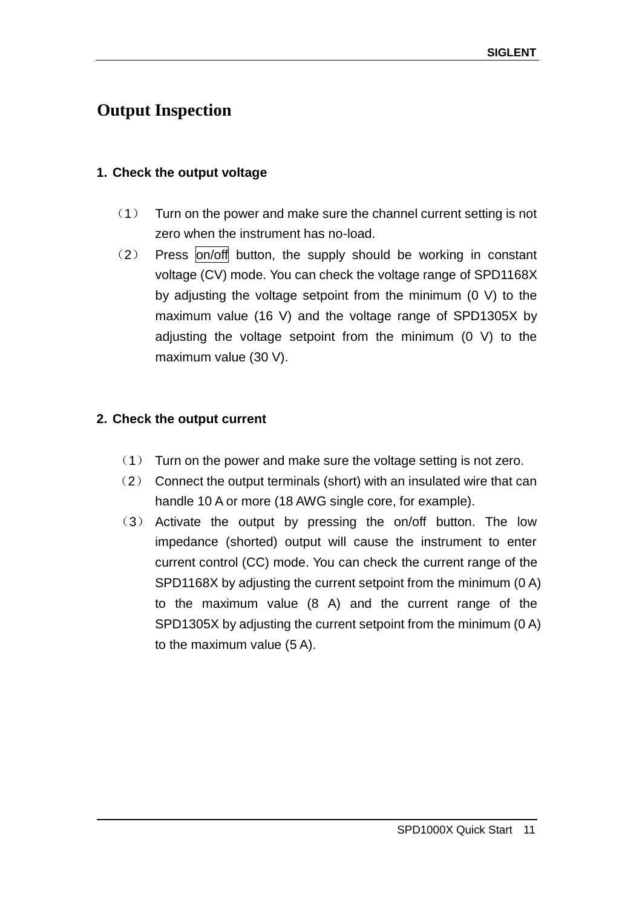# Output Inspection

**1. Check the output voltage**

（1） Turn on the power and make sure the channel current setting is not zero when the instrument has no-load.

（2） Press on/off button, the supply should be working in constant voltage (CV) mode. You can check the voltage range of SPD1168X by adjusting the voltage setpoint from the minimum (0 V) to the maximum value (16 V) and the voltage range of SPD1305X by adjusting the voltage setpoint from the minimum (0 V) to the maximum value (30 V).

**2. Check the output current**

（1） Turn on the power and make sure the voltage setting is not zero.

（2） Connect the output terminals (short) with an insulated wire that can handle 10 A or more (18 AWG single core, for example).

（3） Activate the output by pressing the on/off button. The low impedance (shorted) output will cause the instrument to enter current control (CC) mode. You can check the current range of the SPD1168X by adjusting the current setpoint from the minimum (0 A) to the maximum value (8 A) and the current range of the SPD1305X by adjusting the current setpoint from the minimum (0 A) to the maximum value (5 A).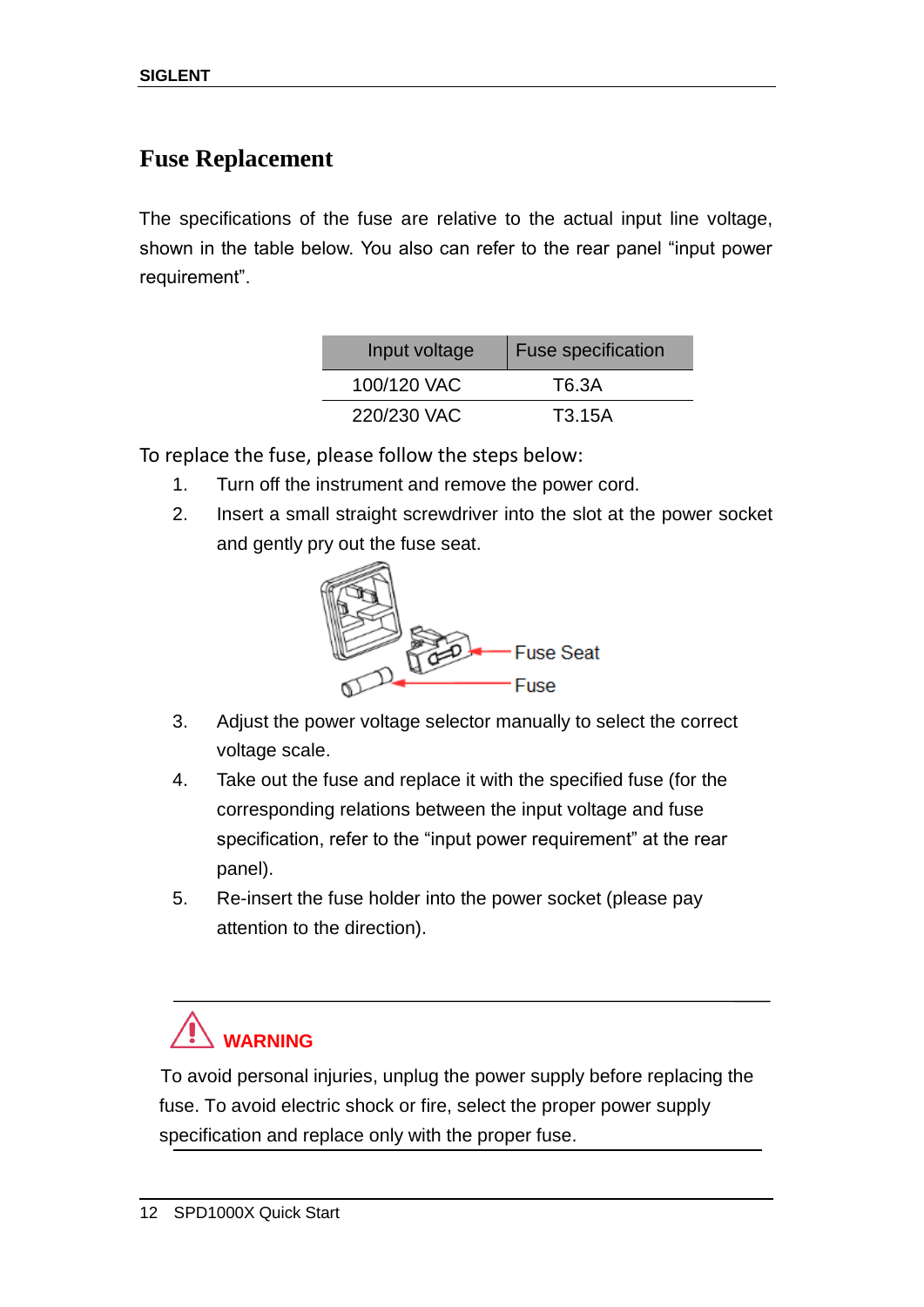# Fuse Replacement

The specifications of the fuse are relative to the actual input line voltage, shown in the table below. You also can refer to the rear panel "input power requirement".

| Input voltage | Fuse specification |
|---|---|
| 100/120 VAC | T6.3A |
| 220/230 VAC | T3.15A |

To replace the fuse, please follow the steps below:

1. Turn off the instrument and remove the power cord.
2. Insert a small straight screwdriver into the slot at the power socket and gently pry out the fuse seat.

   Fuse Seat

   Fuse

3. Adjust the power voltage selector manually to select the correct voltage scale.
4. Take out the fuse and replace it with the specified fuse (for the corresponding relations between the input voltage and fuse specification, refer to the "input power requirement" at the rear panel).
5. Re-insert the fuse holder into the power socket (please pay attention to the direction).

---

**WARNING**

To avoid personal injuries, unplug the power supply before replacing the fuse. To avoid electric shock or fire, select the proper power supply specification and replace only with the proper fuse.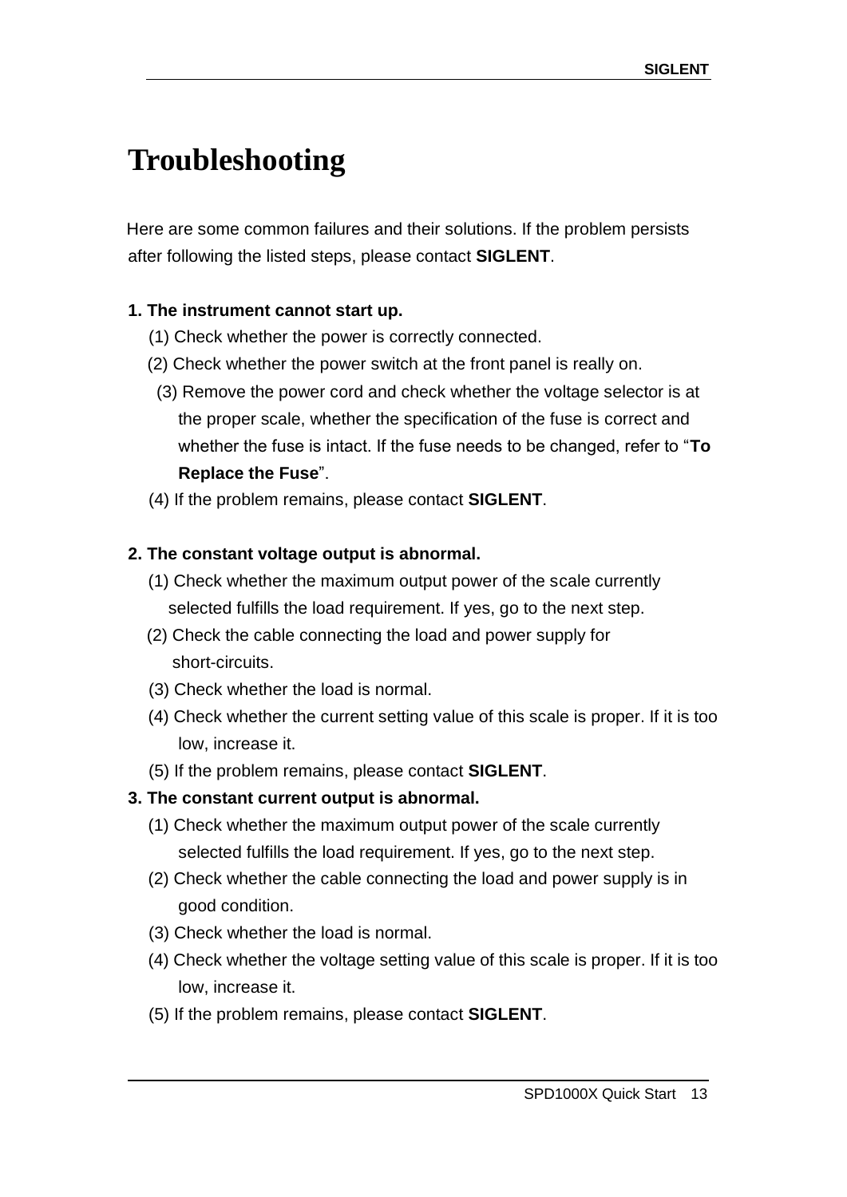# Troubleshooting

Here are some common failures and their solutions. If the problem persists after following the listed steps, please contact **SIGLENT**.

**1. The instrument cannot start up.**

(1) Check whether the power is correctly connected.

(2) Check whether the power switch at the front panel is really on.

(3) Remove the power cord and check whether the voltage selector is at the proper scale, whether the specification of the fuse is correct and whether the fuse is intact. If the fuse needs to be changed, refer to "**To Replace the Fuse**".

(4) If the problem remains, please contact **SIGLENT**.

**2. The constant voltage output is abnormal.**

(1) Check whether the maximum output power of the scale currently selected fulfills the load requirement. If yes, go to the next step.

(2) Check the cable connecting the load and power supply for short-circuits.

(3) Check whether the load is normal.

(4) Check whether the current setting value of this scale is proper. If it is too low, increase it.

(5) If the problem remains, please contact **SIGLENT**.

**3. The constant current output is abnormal.**

(1) Check whether the maximum output power of the scale currently selected fulfills the load requirement. If yes, go to the next step.

(2) Check whether the cable connecting the load and power supply is in good condition.

(3) Check whether the load is normal.

(4) Check whether the voltage setting value of this scale is proper. If it is too low, increase it.

(5) If the problem remains, please contact **SIGLENT**.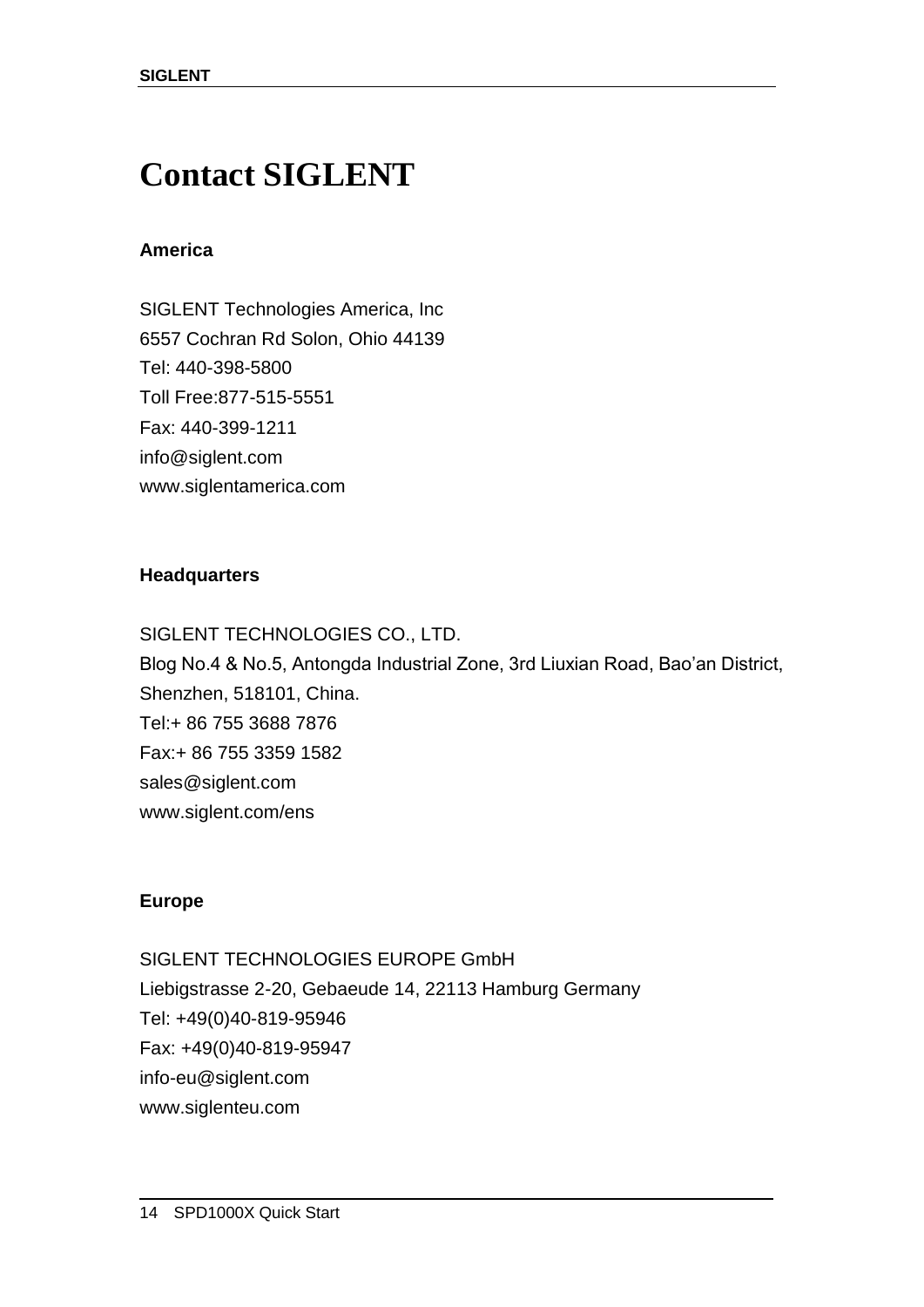# Contact SIGLENT

### America

SIGLENT Technologies America, Inc
6557 Cochran Rd Solon, Ohio 44139
Tel: 440-398-5800
Toll Free:877-515-5551
Fax: 440-399-1211
info@siglent.com
www.siglentamerica.com

### Headquarters

SIGLENT TECHNOLOGIES CO., LTD.
Blog No.4 & No.5, Antongda Industrial Zone, 3rd Liuxian Road, Bao'an District, Shenzhen, 518101, China.
Tel:+ 86 755 3688 7876
Fax:+ 86 755 3359 1582
sales@siglent.com
www.siglent.com/ens

### Europe

SIGLENT TECHNOLOGIES EUROPE GmbH
Liebigstrasse 2-20, Gebaeude 14, 22113 Hamburg Germany
Tel: +49(0)40-819-95946
Fax: +49(0)40-819-95947
info-eu@siglent.com
www.siglenteu.com